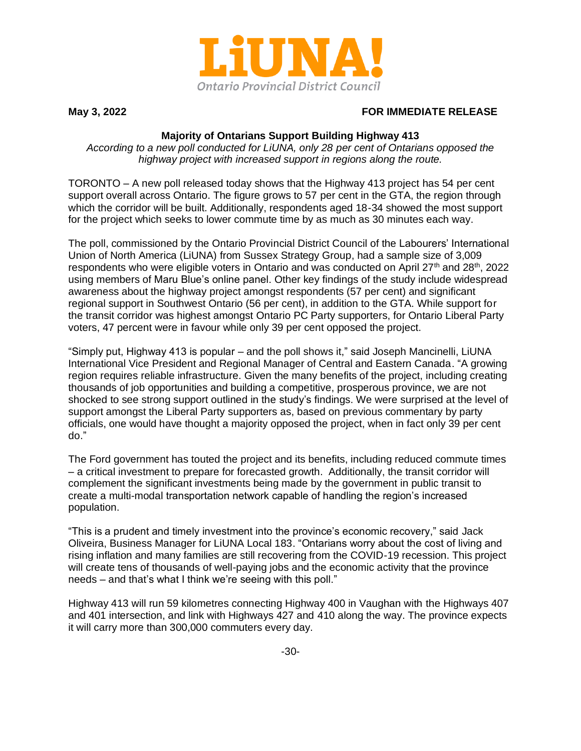**LiUNA!**

*Ontario Provincial District Council*

**May 3, 2022** **FOR IMMEDIATE RELEASE**

**Majority of Ontarians Support Building Highway 413**

*According to a new poll conducted for LiUNA, only 28 per cent of Ontarians opposed the highway project with increased support in regions along the route.*

TORONTO – A new poll released today shows that the Highway 413 project has 54 per cent support overall across Ontario. The figure grows to 57 per cent in the GTA, the region through which the corridor will be built. Additionally, respondents aged 18-34 showed the most support for the project which seeks to lower commute time by as much as 30 minutes each way.

The poll, commissioned by the Ontario Provincial District Council of the Labourers' International Union of North America (LiUNA) from Sussex Strategy Group, had a sample size of 3,009 respondents who were eligible voters in Ontario and was conducted on April 27th and 28th, 2022 using members of Maru Blue's online panel. Other key findings of the study include widespread awareness about the highway project amongst respondents (57 per cent) and significant regional support in Southwest Ontario (56 per cent), in addition to the GTA. While support for the transit corridor was highest amongst Ontario PC Party supporters, for Ontario Liberal Party voters, 47 percent were in favour while only 39 per cent opposed the project.

"Simply put, Highway 413 is popular – and the poll shows it," said Joseph Mancinelli, LiUNA International Vice President and Regional Manager of Central and Eastern Canada. "A growing region requires reliable infrastructure. Given the many benefits of the project, including creating thousands of job opportunities and building a competitive, prosperous province, we are not shocked to see strong support outlined in the study's findings. We were surprised at the level of support amongst the Liberal Party supporters as, based on previous commentary by party officials, one would have thought a majority opposed the project, when in fact only 39 per cent do."

The Ford government has touted the project and its benefits, including reduced commute times – a critical investment to prepare for forecasted growth. Additionally, the transit corridor will complement the significant investments being made by the government in public transit to create a multi-modal transportation network capable of handling the region's increased population.

"This is a prudent and timely investment into the province's economic recovery," said Jack Oliveira, Business Manager for LiUNA Local 183. "Ontarians worry about the cost of living and rising inflation and many families are still recovering from the COVID-19 recession. This project will create tens of thousands of well-paying jobs and the economic activity that the province needs – and that's what I think we're seeing with this poll."

Highway 413 will run 59 kilometres connecting Highway 400 in Vaughan with the Highways 407 and 401 intersection, and link with Highways 427 and 410 along the way. The province expects it will carry more than 300,000 commuters every day.

-30-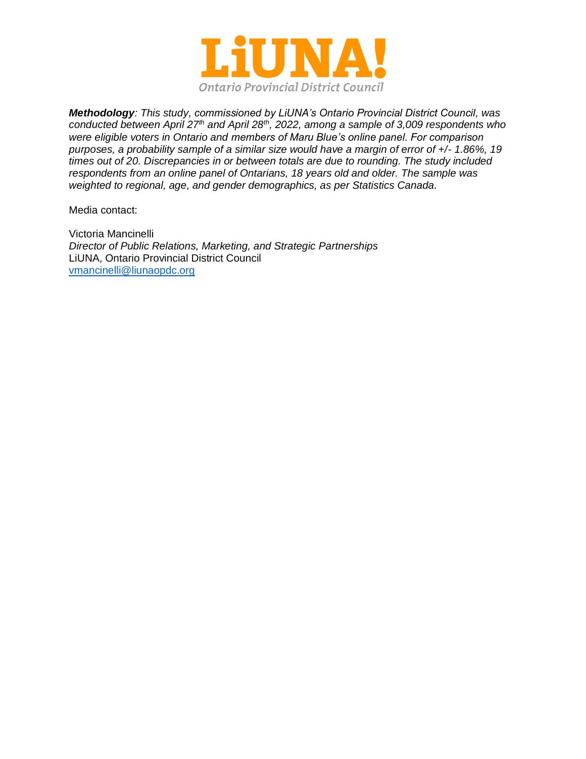LiUNA!

Ontario Provincial District Council

***Methodology**: This study, commissioned by LiUNA's Ontario Provincial District Council, was conducted between April 27th and April 28th, 2022, among a sample of 3,009 respondents who were eligible voters in Ontario and members of Maru Blue's online panel. For comparison purposes, a probability sample of a similar size would have a margin of error of +/- 1.86%, 19 times out of 20. Discrepancies in or between totals are due to rounding. The study included respondents from an online panel of Ontarians, 18 years old and older. The sample was weighted to regional, age, and gender demographics, as per Statistics Canada.*

Media contact:

Victoria Mancinelli
*Director of Public Relations, Marketing, and Strategic Partnerships*
LiUNA, Ontario Provincial District Council
vmancinelli@liunaopdc.org